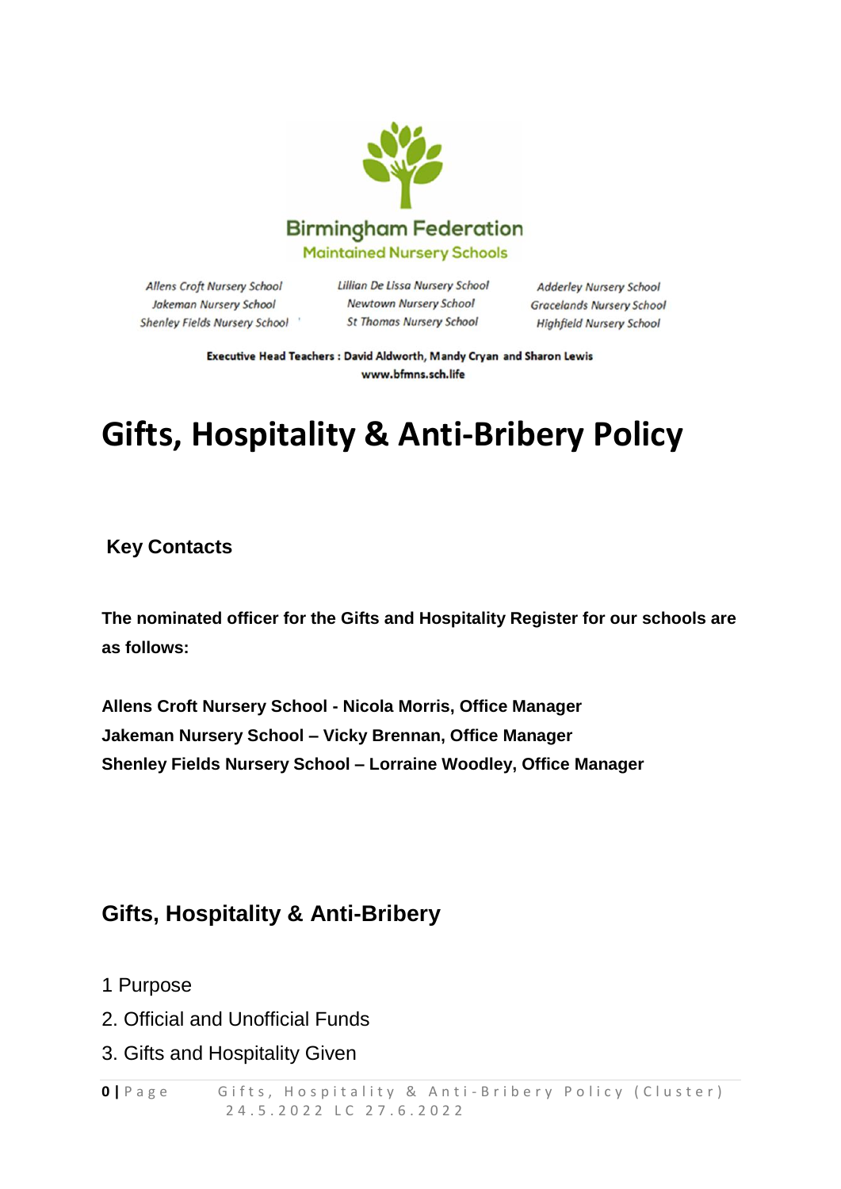Birmingham Federation
Maintained Nursery Schools

Allens Croft Nursery School
Jakeman Nursery School
Shenley Fields Nursery School

Lillian De Lissa Nursery School
Newtown Nursery School
St Thomas Nursery School

Adderley Nursery School
Gracelands Nursery School
Highfield Nursery School

**Executive Head Teachers : David Aldworth, Mandy Cryan and Sharon Lewis**
**www.bfmns.sch.life**

# Gifts, Hospitality & Anti-Bribery Policy

## Key Contacts

**The nominated officer for the Gifts and Hospitality Register for our schools are as follows:**

**Allens Croft Nursery School - Nicola Morris, Office Manager**
**Jakeman Nursery School – Vicky Brennan, Office Manager**
**Shenley Fields Nursery School – Lorraine Woodley, Office Manager**

## Gifts, Hospitality & Anti-Bribery

1 Purpose

2. Official and Unofficial Funds

3. Gifts and Hospitality Given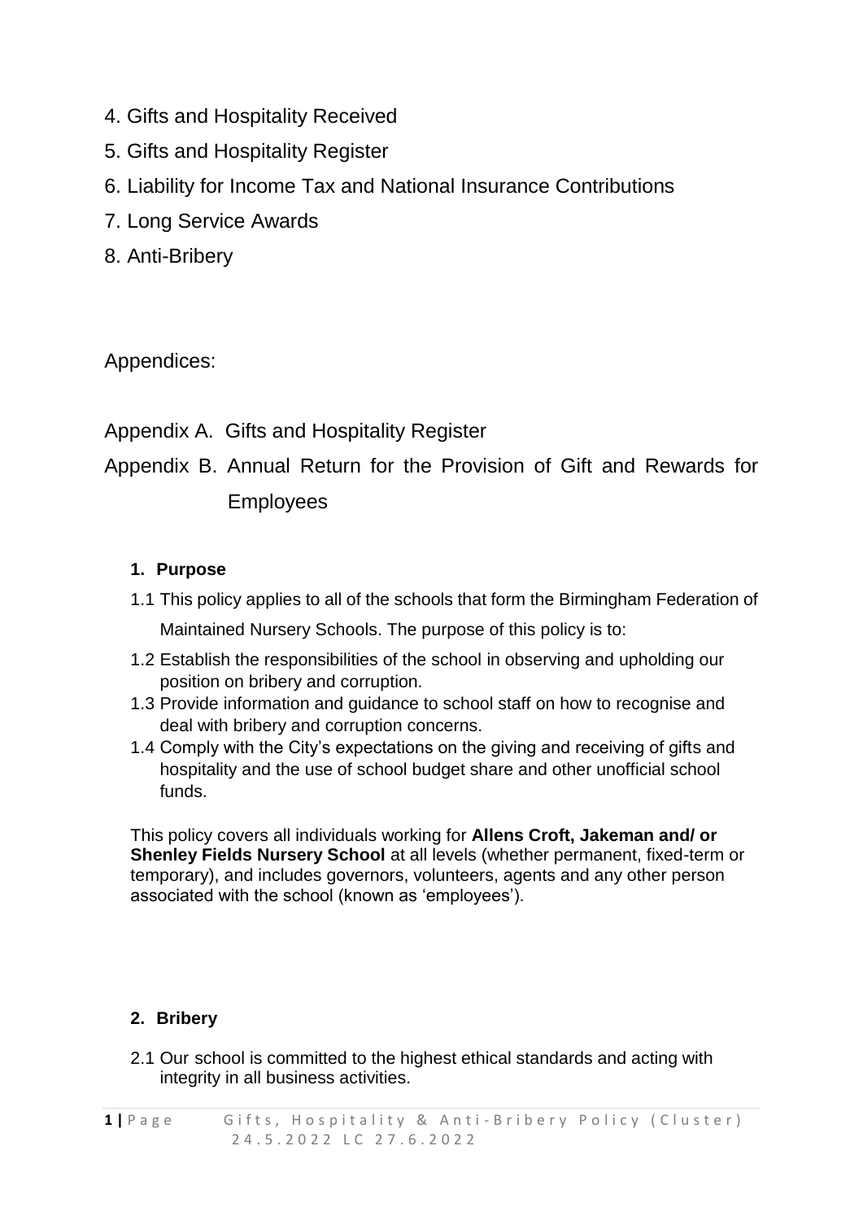4. Gifts and Hospitality Received
5. Gifts and Hospitality Register
6. Liability for Income Tax and National Insurance Contributions
7. Long Service Awards
8. Anti-Bribery

Appendices:

Appendix A. Gifts and Hospitality Register

Appendix B. Annual Return for the Provision of Gift and Rewards for Employees

## 1. Purpose

1.1 This policy applies to all of the schools that form the Birmingham Federation of Maintained Nursery Schools. The purpose of this policy is to:

1.2 Establish the responsibilities of the school in observing and upholding our position on bribery and corruption.

1.3 Provide information and guidance to school staff on how to recognise and deal with bribery and corruption concerns.

1.4 Comply with the City's expectations on the giving and receiving of gifts and hospitality and the use of school budget share and other unofficial school funds.

This policy covers all individuals working for **Allens Croft, Jakeman and/ or Shenley Fields Nursery School** at all levels (whether permanent, fixed-term or temporary), and includes governors, volunteers, agents and any other person associated with the school (known as 'employees').

## 2. Bribery

2.1 Our school is committed to the highest ethical standards and acting with integrity in all business activities.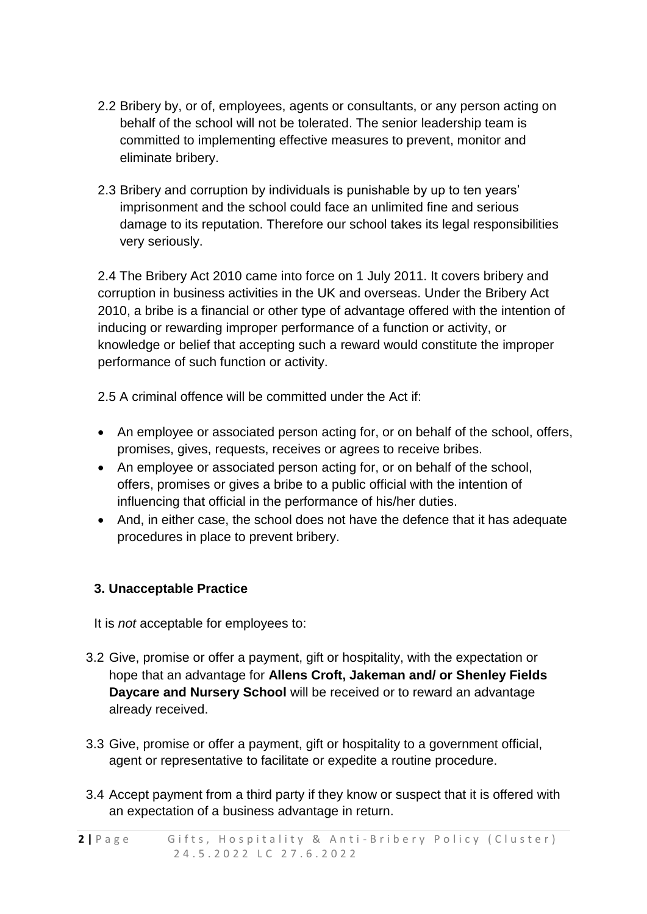2.2 Bribery by, or of, employees, agents or consultants, or any person acting on behalf of the school will not be tolerated. The senior leadership team is committed to implementing effective measures to prevent, monitor and eliminate bribery.

2.3 Bribery and corruption by individuals is punishable by up to ten years' imprisonment and the school could face an unlimited fine and serious damage to its reputation. Therefore our school takes its legal responsibilities very seriously.

2.4 The Bribery Act 2010 came into force on 1 July 2011. It covers bribery and corruption in business activities in the UK and overseas. Under the Bribery Act 2010, a bribe is a financial or other type of advantage offered with the intention of inducing or rewarding improper performance of a function or activity, or knowledge or belief that accepting such a reward would constitute the improper performance of such function or activity.

2.5 A criminal offence will be committed under the Act if:

- An employee or associated person acting for, or on behalf of the school, offers, promises, gives, requests, receives or agrees to receive bribes.
- An employee or associated person acting for, or on behalf of the school, offers, promises or gives a bribe to a public official with the intention of influencing that official in the performance of his/her duties.
- And, in either case, the school does not have the defence that it has adequate procedures in place to prevent bribery.

### 3. Unacceptable Practice

It is *not* acceptable for employees to:

3.2 Give, promise or offer a payment, gift or hospitality, with the expectation or hope that an advantage for **Allens Croft, Jakeman and/ or Shenley Fields Daycare and Nursery School** will be received or to reward an advantage already received.

3.3 Give, promise or offer a payment, gift or hospitality to a government official, agent or representative to facilitate or expedite a routine procedure.

3.4 Accept payment from a third party if they know or suspect that it is offered with an expectation of a business advantage in return.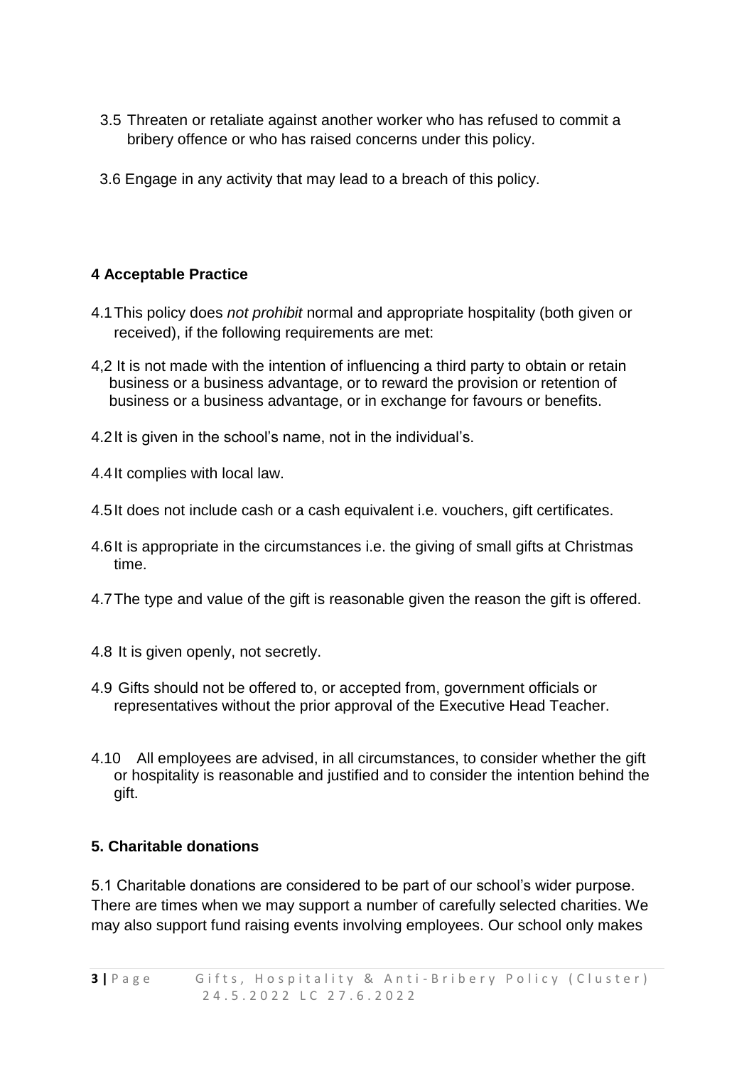3.5 Threaten or retaliate against another worker who has refused to commit a bribery offence or who has raised concerns under this policy.

3.6 Engage in any activity that may lead to a breach of this policy.

### 4 Acceptable Practice

4.1 This policy does *not prohibit* normal and appropriate hospitality (both given or received), if the following requirements are met:

4,2 It is not made with the intention of influencing a third party to obtain or retain business or a business advantage, or to reward the provision or retention of business or a business advantage, or in exchange for favours or benefits.

4.2 It is given in the school's name, not in the individual's.

4.4 It complies with local law.

4.5 It does not include cash or a cash equivalent i.e. vouchers, gift certificates.

4.6 It is appropriate in the circumstances i.e. the giving of small gifts at Christmas time.

4.7 The type and value of the gift is reasonable given the reason the gift is offered.

4.8 It is given openly, not secretly.

4.9 Gifts should not be offered to, or accepted from, government officials or representatives without the prior approval of the Executive Head Teacher.

4.10 All employees are advised, in all circumstances, to consider whether the gift or hospitality is reasonable and justified and to consider the intention behind the gift.

### 5. Charitable donations

5.1 Charitable donations are considered to be part of our school's wider purpose. There are times when we may support a number of carefully selected charities. We may also support fund raising events involving employees. Our school only makes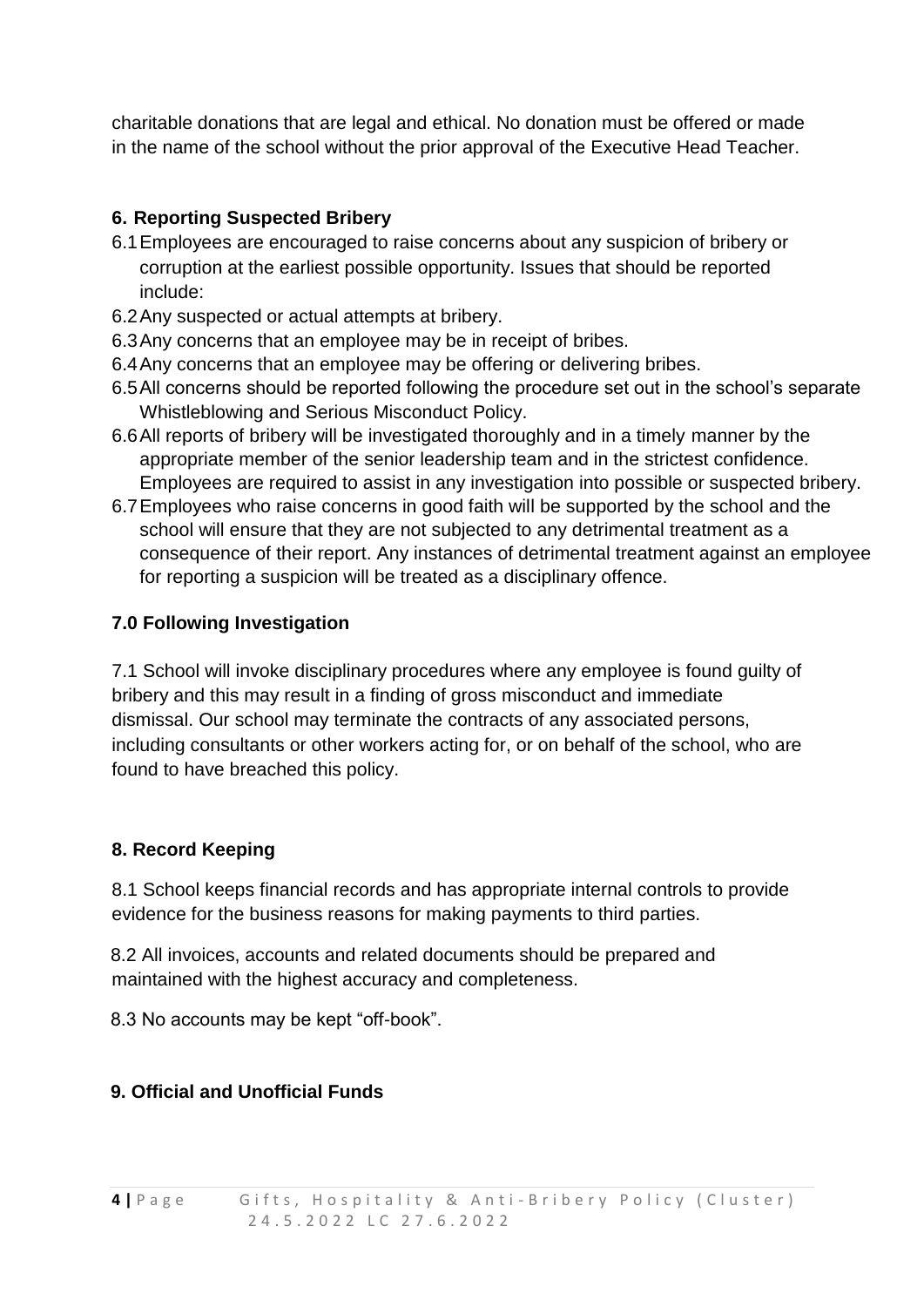charitable donations that are legal and ethical. No donation must be offered or made in the name of the school without the prior approval of the Executive Head Teacher.

## 6. Reporting Suspected Bribery

6.1 Employees are encouraged to raise concerns about any suspicion of bribery or corruption at the earliest possible opportunity. Issues that should be reported include:

6.2 Any suspected or actual attempts at bribery.

6.3 Any concerns that an employee may be in receipt of bribes.

6.4 Any concerns that an employee may be offering or delivering bribes.

6.5 All concerns should be reported following the procedure set out in the school's separate Whistleblowing and Serious Misconduct Policy.

6.6 All reports of bribery will be investigated thoroughly and in a timely manner by the appropriate member of the senior leadership team and in the strictest confidence. Employees are required to assist in any investigation into possible or suspected bribery.

6.7 Employees who raise concerns in good faith will be supported by the school and the school will ensure that they are not subjected to any detrimental treatment as a consequence of their report. Any instances of detrimental treatment against an employee for reporting a suspicion will be treated as a disciplinary offence.

## 7.0 Following Investigation

7.1 School will invoke disciplinary procedures where any employee is found guilty of bribery and this may result in a finding of gross misconduct and immediate dismissal. Our school may terminate the contracts of any associated persons, including consultants or other workers acting for, or on behalf of the school, who are found to have breached this policy.

## 8. Record Keeping

8.1 School keeps financial records and has appropriate internal controls to provide evidence for the business reasons for making payments to third parties.

8.2 All invoices, accounts and related documents should be prepared and maintained with the highest accuracy and completeness.

8.3 No accounts may be kept "off-book".

## 9. Official and Unofficial Funds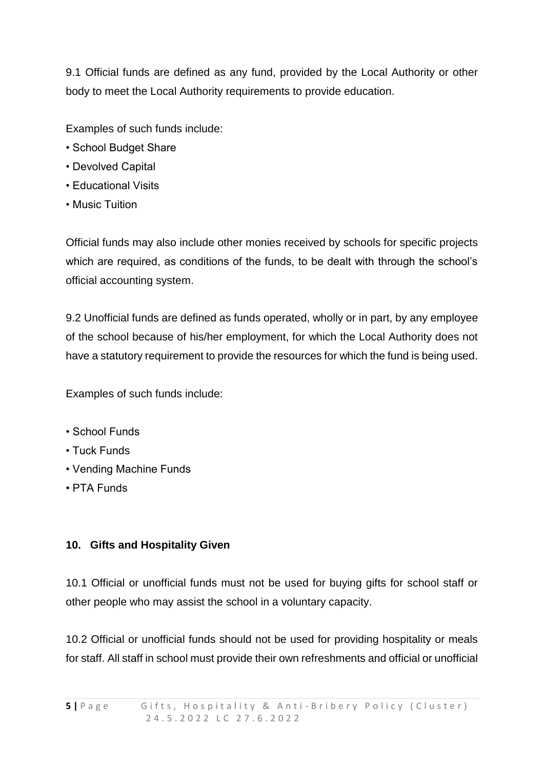9.1 Official funds are defined as any fund, provided by the Local Authority or other body to meet the Local Authority requirements to provide education.

Examples of such funds include:

- School Budget Share
- Devolved Capital
- Educational Visits
- Music Tuition

Official funds may also include other monies received by schools for specific projects which are required, as conditions of the funds, to be dealt with through the school's official accounting system.

9.2 Unofficial funds are defined as funds operated, wholly or in part, by any employee of the school because of his/her employment, for which the Local Authority does not have a statutory requirement to provide the resources for which the fund is being used.

Examples of such funds include:

- School Funds
- Tuck Funds
- Vending Machine Funds
- PTA Funds

## 10. Gifts and Hospitality Given

10.1 Official or unofficial funds must not be used for buying gifts for school staff or other people who may assist the school in a voluntary capacity.

10.2 Official or unofficial funds should not be used for providing hospitality or meals for staff. All staff in school must provide their own refreshments and official or unofficial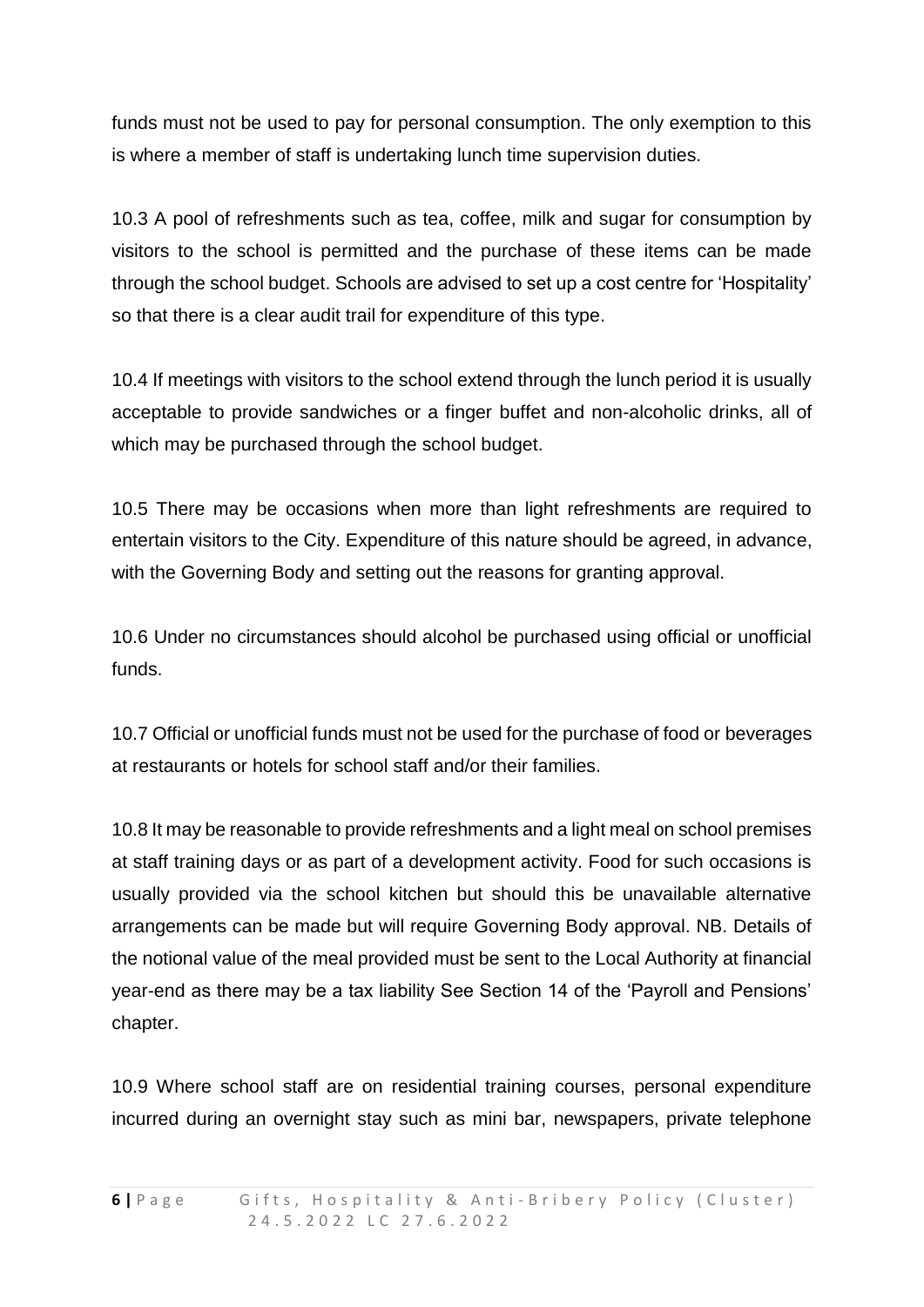funds must not be used to pay for personal consumption. The only exemption to this is where a member of staff is undertaking lunch time supervision duties.

10.3 A pool of refreshments such as tea, coffee, milk and sugar for consumption by visitors to the school is permitted and the purchase of these items can be made through the school budget. Schools are advised to set up a cost centre for 'Hospitality' so that there is a clear audit trail for expenditure of this type.

10.4 If meetings with visitors to the school extend through the lunch period it is usually acceptable to provide sandwiches or a finger buffet and non-alcoholic drinks, all of which may be purchased through the school budget.

10.5 There may be occasions when more than light refreshments are required to entertain visitors to the City. Expenditure of this nature should be agreed, in advance, with the Governing Body and setting out the reasons for granting approval.

10.6 Under no circumstances should alcohol be purchased using official or unofficial funds.

10.7 Official or unofficial funds must not be used for the purchase of food or beverages at restaurants or hotels for school staff and/or their families.

10.8 It may be reasonable to provide refreshments and a light meal on school premises at staff training days or as part of a development activity. Food for such occasions is usually provided via the school kitchen but should this be unavailable alternative arrangements can be made but will require Governing Body approval. NB. Details of the notional value of the meal provided must be sent to the Local Authority at financial year-end as there may be a tax liability See Section 14 of the 'Payroll and Pensions' chapter.

10.9 Where school staff are on residential training courses, personal expenditure incurred during an overnight stay such as mini bar, newspapers, private telephone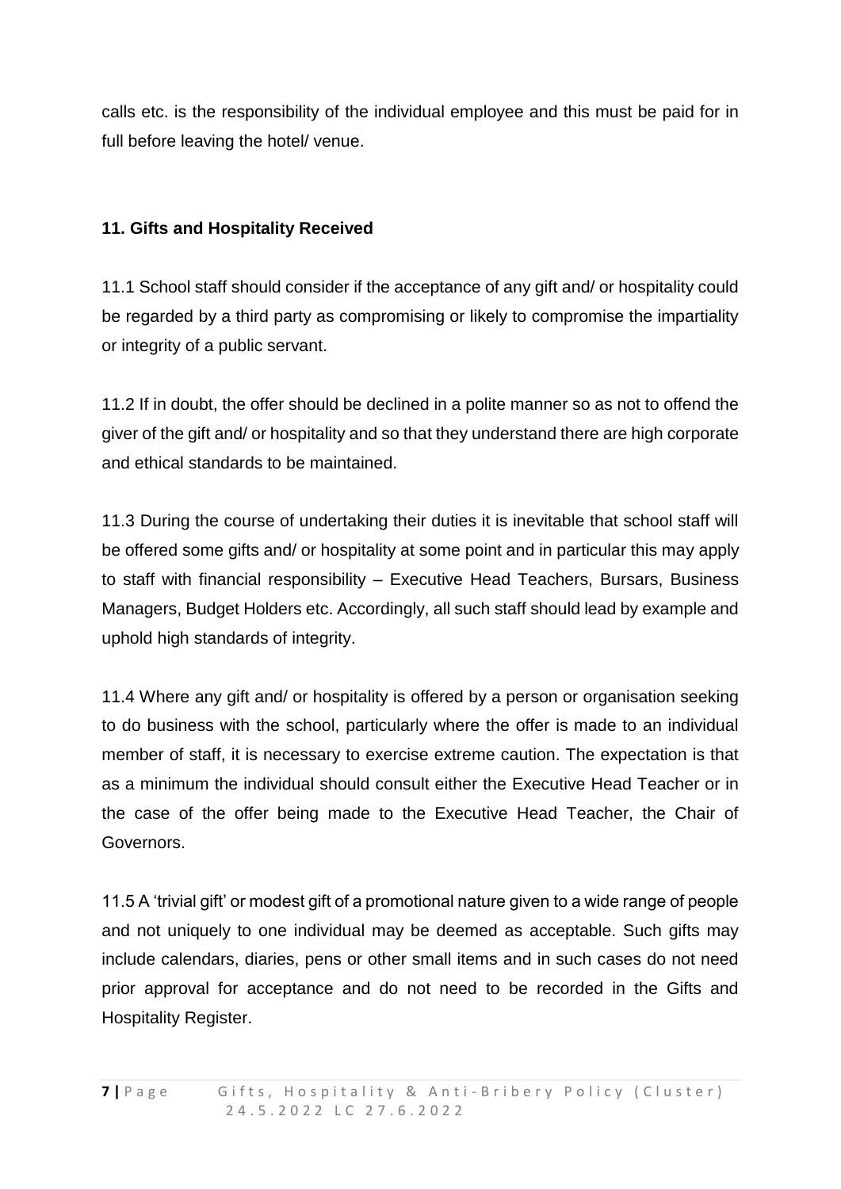calls etc. is the responsibility of the individual employee and this must be paid for in full before leaving the hotel/ venue.

### 11. Gifts and Hospitality Received

11.1 School staff should consider if the acceptance of any gift and/ or hospitality could be regarded by a third party as compromising or likely to compromise the impartiality or integrity of a public servant.

11.2 If in doubt, the offer should be declined in a polite manner so as not to offend the giver of the gift and/ or hospitality and so that they understand there are high corporate and ethical standards to be maintained.

11.3 During the course of undertaking their duties it is inevitable that school staff will be offered some gifts and/ or hospitality at some point and in particular this may apply to staff with financial responsibility – Executive Head Teachers, Bursars, Business Managers, Budget Holders etc. Accordingly, all such staff should lead by example and uphold high standards of integrity.

11.4 Where any gift and/ or hospitality is offered by a person or organisation seeking to do business with the school, particularly where the offer is made to an individual member of staff, it is necessary to exercise extreme caution. The expectation is that as a minimum the individual should consult either the Executive Head Teacher or in the case of the offer being made to the Executive Head Teacher, the Chair of Governors.

11.5 A 'trivial gift' or modest gift of a promotional nature given to a wide range of people and not uniquely to one individual may be deemed as acceptable. Such gifts may include calendars, diaries, pens or other small items and in such cases do not need prior approval for acceptance and do not need to be recorded in the Gifts and Hospitality Register.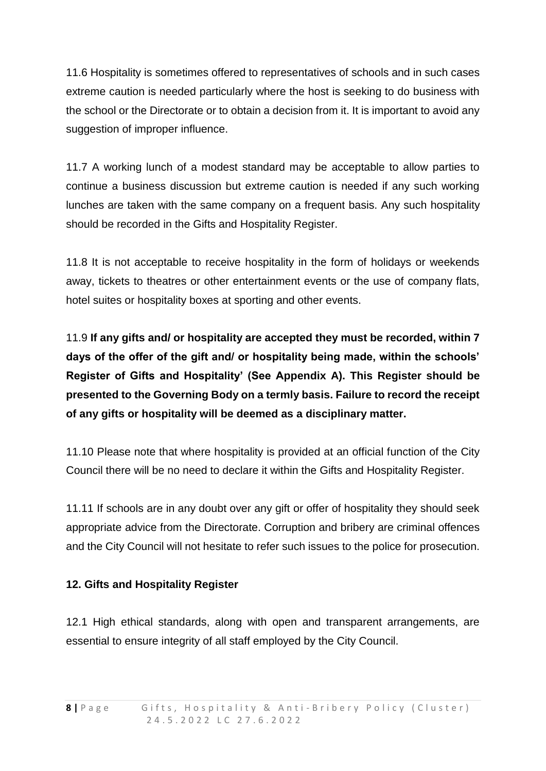11.6 Hospitality is sometimes offered to representatives of schools and in such cases extreme caution is needed particularly where the host is seeking to do business with the school or the Directorate or to obtain a decision from it. It is important to avoid any suggestion of improper influence.

11.7 A working lunch of a modest standard may be acceptable to allow parties to continue a business discussion but extreme caution is needed if any such working lunches are taken with the same company on a frequent basis. Any such hospitality should be recorded in the Gifts and Hospitality Register.

11.8 It is not acceptable to receive hospitality in the form of holidays or weekends away, tickets to theatres or other entertainment events or the use of company flats, hotel suites or hospitality boxes at sporting and other events.

11.9 **If any gifts and/ or hospitality are accepted they must be recorded, within 7 days of the offer of the gift and/ or hospitality being made, within the schools' Register of Gifts and Hospitality' (See Appendix A). This Register should be presented to the Governing Body on a termly basis. Failure to record the receipt of any gifts or hospitality will be deemed as a disciplinary matter.**

11.10 Please note that where hospitality is provided at an official function of the City Council there will be no need to declare it within the Gifts and Hospitality Register.

11.11 If schools are in any doubt over any gift or offer of hospitality they should seek appropriate advice from the Directorate. Corruption and bribery are criminal offences and the City Council will not hesitate to refer such issues to the police for prosecution.

## 12. Gifts and Hospitality Register

12.1 High ethical standards, along with open and transparent arrangements, are essential to ensure integrity of all staff employed by the City Council.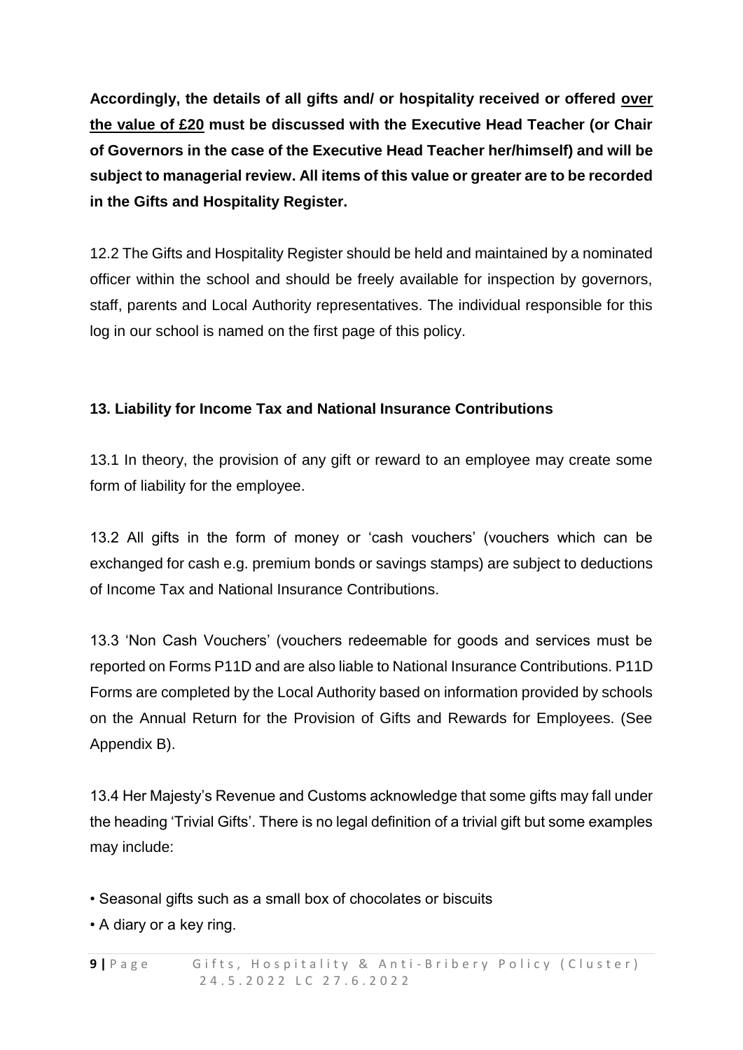**Accordingly, the details of all gifts and/ or hospitality received or offered <u>over the value of £20</u> must be discussed with the Executive Head Teacher (or Chair of Governors in the case of the Executive Head Teacher her/himself) and will be subject to managerial review. All items of this value or greater are to be recorded in the Gifts and Hospitality Register.**

12.2 The Gifts and Hospitality Register should be held and maintained by a nominated officer within the school and should be freely available for inspection by governors, staff, parents and Local Authority representatives. The individual responsible for this log in our school is named on the first page of this policy.

## 13. Liability for Income Tax and National Insurance Contributions

13.1 In theory, the provision of any gift or reward to an employee may create some form of liability for the employee.

13.2 All gifts in the form of money or 'cash vouchers' (vouchers which can be exchanged for cash e.g. premium bonds or savings stamps) are subject to deductions of Income Tax and National Insurance Contributions.

13.3 'Non Cash Vouchers' (vouchers redeemable for goods and services must be reported on Forms P11D and are also liable to National Insurance Contributions. P11D Forms are completed by the Local Authority based on information provided by schools on the Annual Return for the Provision of Gifts and Rewards for Employees. (See Appendix B).

13.4 Her Majesty's Revenue and Customs acknowledge that some gifts may fall under the heading 'Trivial Gifts'. There is no legal definition of a trivial gift but some examples may include:

- Seasonal gifts such as a small box of chocolates or biscuits
- A diary or a key ring.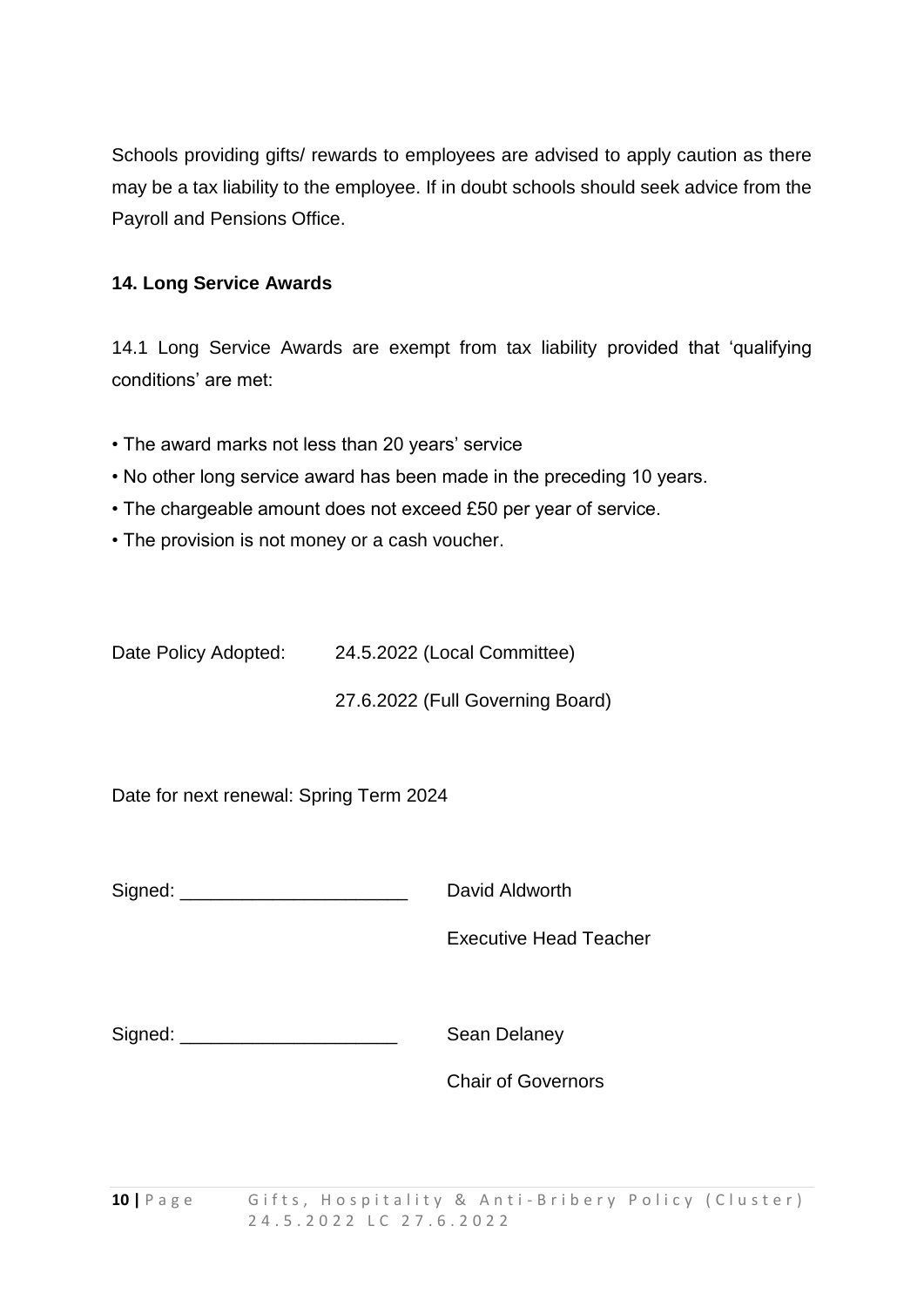Schools providing gifts/ rewards to employees are advised to apply caution as there may be a tax liability to the employee. If in doubt schools should seek advice from the Payroll and Pensions Office.

**14. Long Service Awards**

14.1 Long Service Awards are exempt from tax liability provided that 'qualifying conditions' are met:

- The award marks not less than 20 years' service
- No other long service award has been made in the preceding 10 years.
- The chargeable amount does not exceed £50 per year of service.
- The provision is not money or a cash voucher.

Date Policy Adopted: 24.5.2022 (Local Committee)

27.6.2022 (Full Governing Board)

Date for next renewal: Spring Term 2024

Signed: ______________________ David Aldworth

Executive Head Teacher

Signed: _____________________ Sean Delaney

Chair of Governors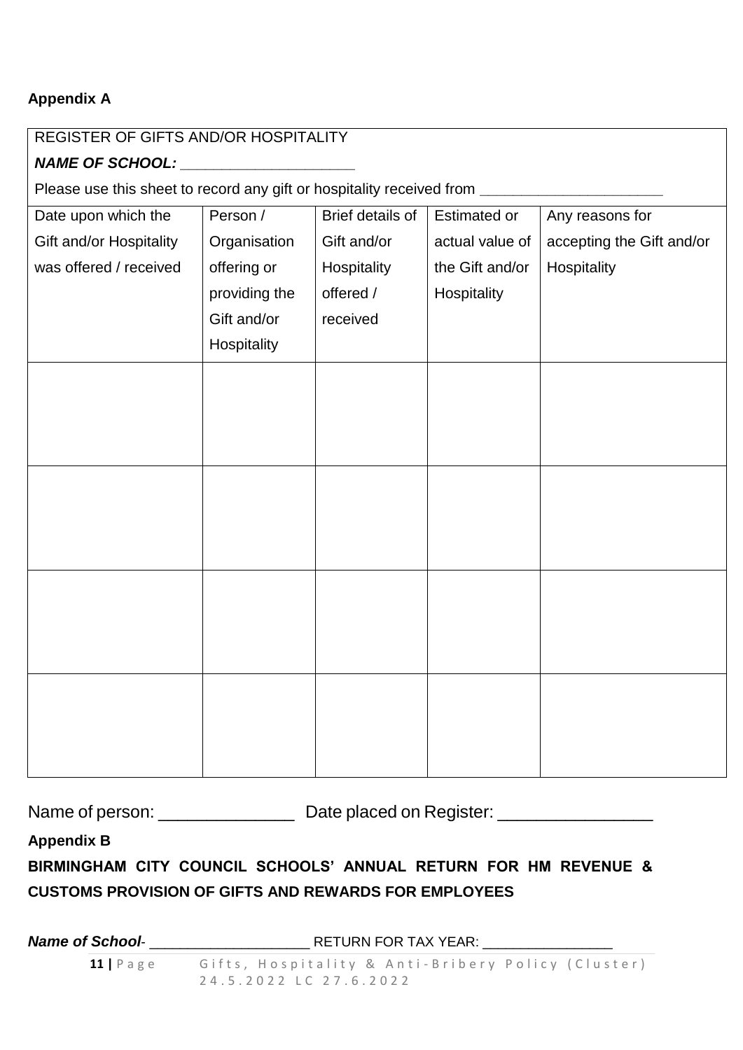**Appendix A**

REGISTER OF GIFTS AND/OR HOSPITALITY

***NAME OF SCHOOL:*** ____________________

Please use this sheet to record any gift or hospitality received from ______________________

| Date upon which the Gift and/or Hospitality was offered / received | Person / Organisation offering or providing the Gift and/or Hospitality | Brief details of Gift and/or Hospitality offered / received | Estimated or actual value of the Gift and/or Hospitality | Any reasons for accepting the Gift and/or Hospitality |
|---|---|---|---|---|
| | | | | |
| | | | | |
| | | | | |
| | | | | |

Name of person: ______________ Date placed on Register: ________________

**Appendix B**

**BIRMINGHAM CITY COUNCIL SCHOOLS' ANNUAL RETURN FOR HM REVENUE & CUSTOMS PROVISION OF GIFTS AND REWARDS FOR EMPLOYEES**

***Name of School***- ____________________ RETURN FOR TAX YEAR: ________________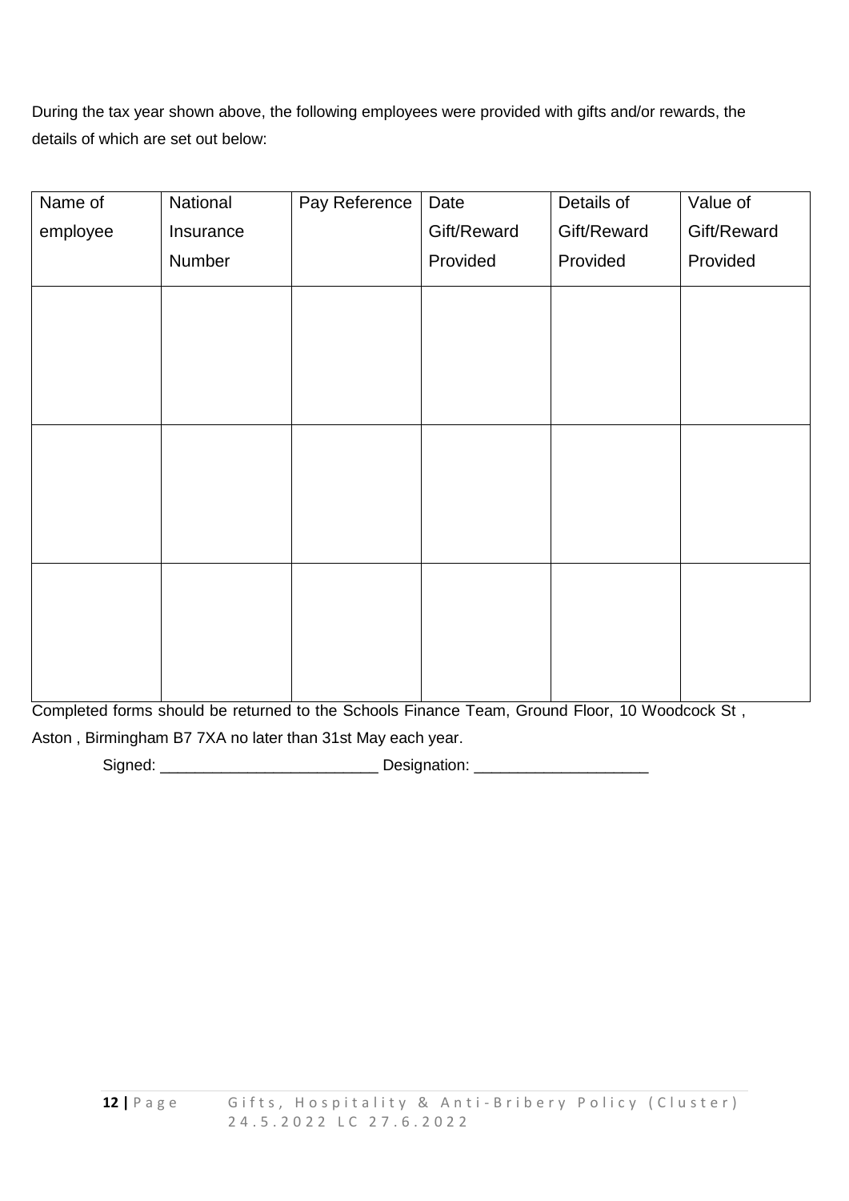During the tax year shown above, the following employees were provided with gifts and/or rewards, the details of which are set out below:

| Name of employee | National Insurance Number | Pay Reference | Date Gift/Reward Provided | Details of Gift/Reward Provided | Value of Gift/Reward Provided |
|---|---|---|---|---|---|
| | | | | | |
| | | | | | |
| | | | | | |

Completed forms should be returned to the Schools Finance Team, Ground Floor, 10 Woodcock St , Aston , Birmingham B7 7XA no later than 31st May each year.

Signed: _________________________ Designation: ____________________